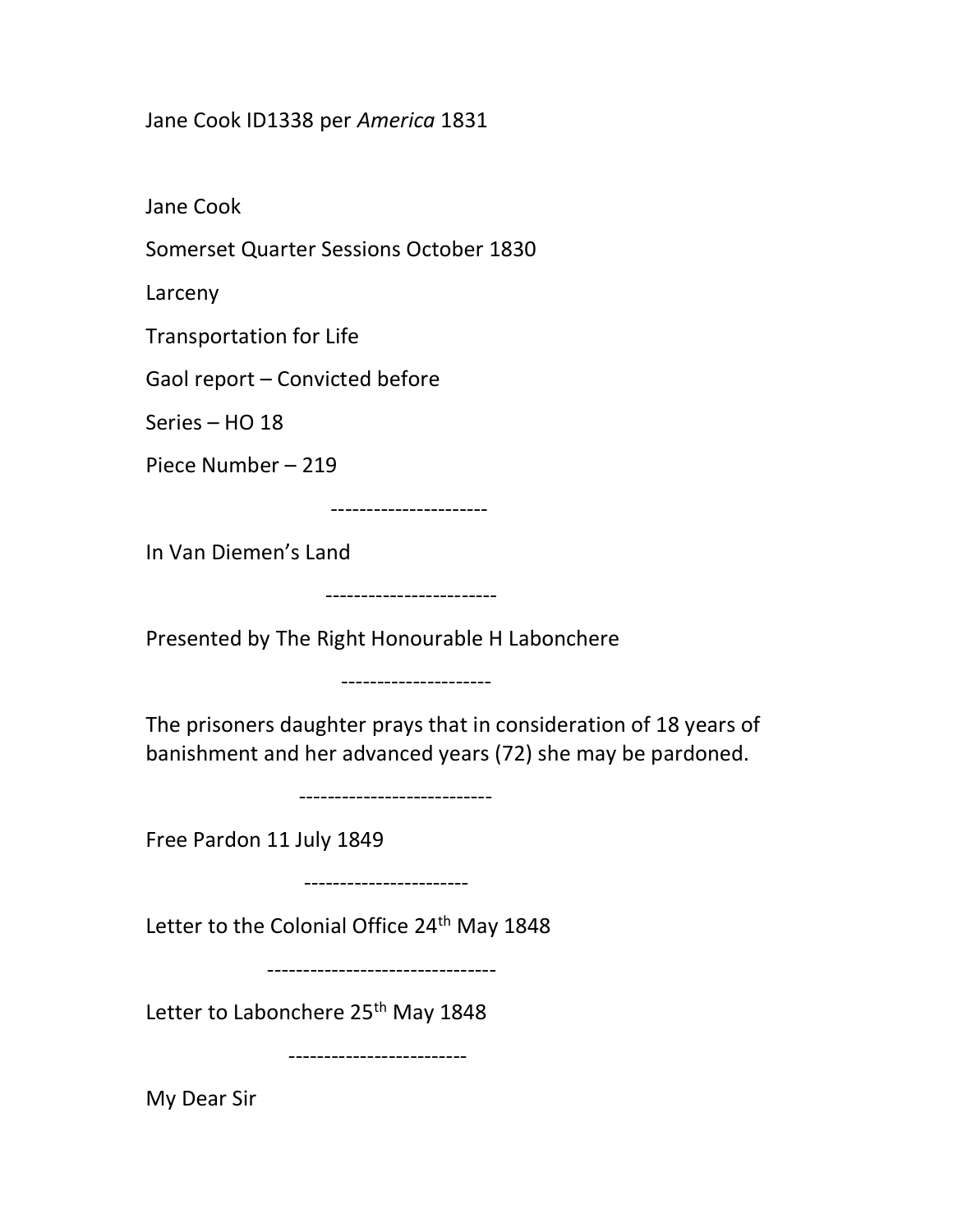Jane Cook ID1338 per *America* 1831

Jane Cook

Somerset Quarter Sessions October 1830

Larceny

Transportation for Life

Gaol report – Convicted before

Series – HO 18

Piece Number – 219

----------------------

In Van Diemen's Land

------------------------

Presented by The Right Honourable H Labonchere

---------------------

The prisoners daughter prays that in consideration of 18 years of banishment and her advanced years (72) she may be pardoned.

---------------------------

Free Pardon 11 July 1849

-----------------------

Letter to the Colonial Office 24th May 1848

--------------------------------

Letter to Labonchere 25th May 1848

-------------------------

My Dear Sir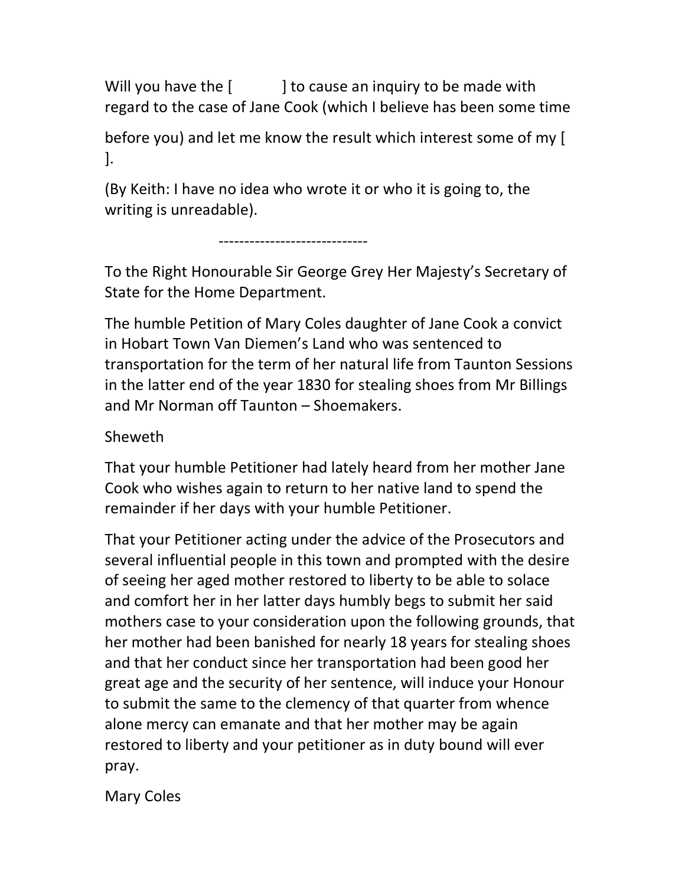Will you have the [          ] to cause an inquiry to be made with regard to the case of Jane Cook (which I believe has been some time before you) and let me know the result which interest some of my [          ].

(By Keith: I have no idea who wrote it or who it is going to, the writing is unreadable).

-----------------------------

To the Right Honourable Sir George Grey Her Majesty's Secretary of State for the Home Department.

The humble Petition of Mary Coles daughter of Jane Cook a convict in Hobart Town Van Diemen's Land who was sentenced to transportation for the term of her natural life from Taunton Sessions in the latter end of the year 1830 for stealing shoes from Mr Billings and Mr Norman off Taunton – Shoemakers.

Sheweth

That your humble Petitioner had lately heard from her mother Jane Cook who wishes again to return to her native land to spend the remainder if her days with your humble Petitioner.

That your Petitioner acting under the advice of the Prosecutors and several influential people in this town and prompted with the desire of seeing her aged mother restored to liberty to be able to solace and comfort her in her latter days humbly begs to submit her said mothers case to your consideration upon the following grounds, that her mother had been banished for nearly 18 years for stealing shoes and that her conduct since her transportation had been good her great age and the security of her sentence, will induce your Honour to submit the same to the clemency of that quarter from whence alone mercy can emanate and that her mother may be again restored to liberty and your petitioner as in duty bound will ever pray.

Mary Coles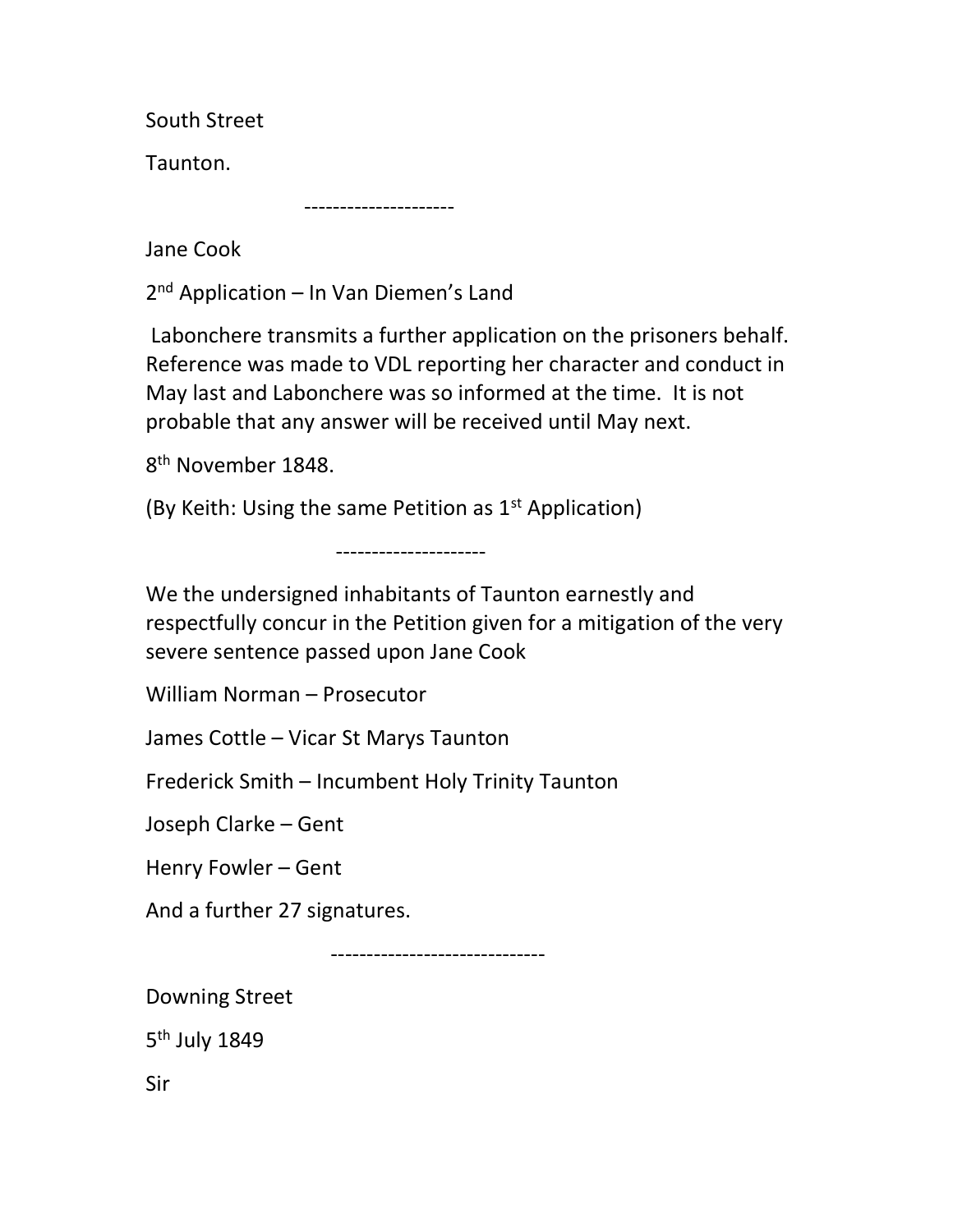South Street

Taunton.

---------------------

Jane Cook

2nd Application – In Van Diemen's Land

Labonchere transmits a further application on the prisoners behalf. Reference was made to VDL reporting her character and conduct in May last and Labonchere was so informed at the time. It is not probable that any answer will be received until May next.

8th November 1848.

(By Keith: Using the same Petition as 1st Application)

---------------------

We the undersigned inhabitants of Taunton earnestly and respectfully concur in the Petition given for a mitigation of the very severe sentence passed upon Jane Cook

William Norman – Prosecutor

James Cottle – Vicar St Marys Taunton

Frederick Smith – Incumbent Holy Trinity Taunton

Joseph Clarke – Gent

Henry Fowler – Gent

And a further 27 signatures.

------------------------------

Downing Street

5th July 1849

Sir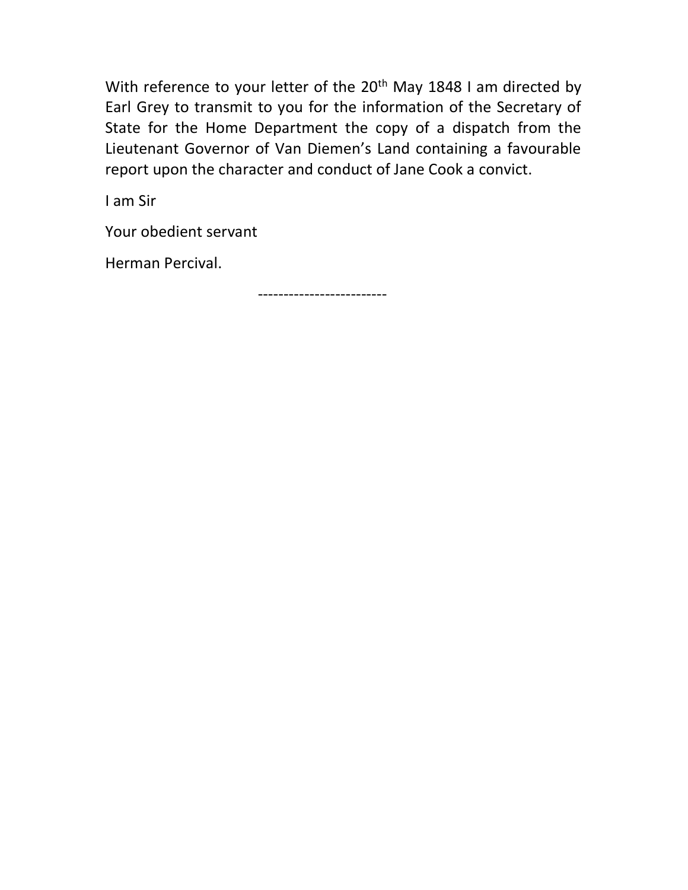With reference to your letter of the 20th May 1848 I am directed by Earl Grey to transmit to you for the information of the Secretary of State for the Home Department the copy of a dispatch from the Lieutenant Governor of Van Diemen's Land containing a favourable report upon the character and conduct of Jane Cook a convict.

I am Sir

Your obedient servant

Herman Percival.

-------------------------